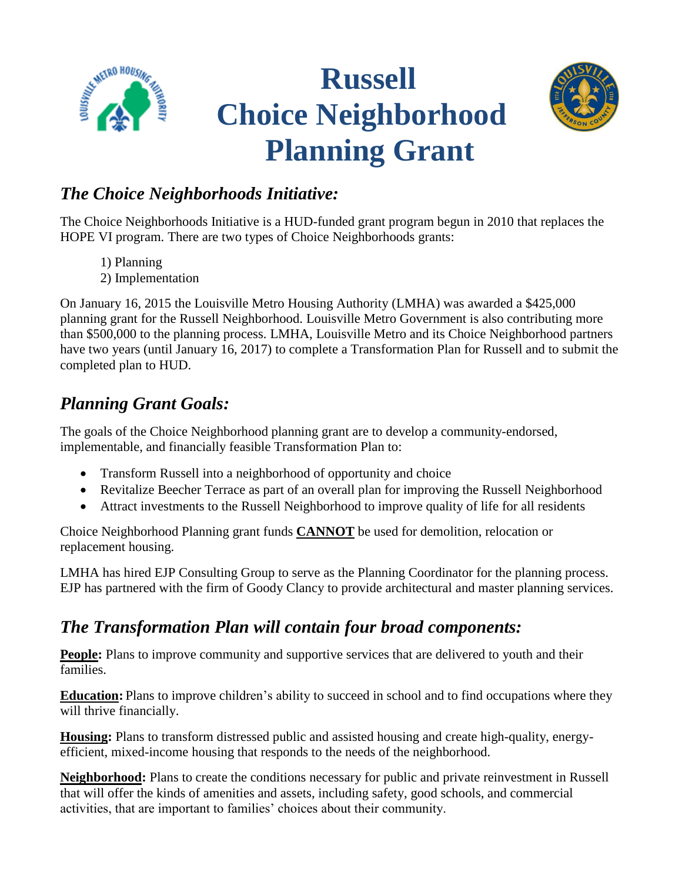# Russell Choice Neighborhood Planning Grant

## *The Choice Neighborhoods Initiative:*

The Choice Neighborhoods Initiative is a HUD-funded grant program begun in 2010 that replaces the HOPE VI program. There are two types of Choice Neighborhoods grants:

1) Planning
2) Implementation

On January 16, 2015 the Louisville Metro Housing Authority (LMHA) was awarded a $425,000 planning grant for the Russell Neighborhood. Louisville Metro Government is also contributing more than $500,000 to the planning process. LMHA, Louisville Metro and its Choice Neighborhood partners have two years (until January 16, 2017) to complete a Transformation Plan for Russell and to submit the completed plan to HUD.

## *Planning Grant Goals:*

The goals of the Choice Neighborhood planning grant are to develop a community-endorsed, implementable, and financially feasible Transformation Plan to:

- Transform Russell into a neighborhood of opportunity and choice
- Revitalize Beecher Terrace as part of an overall plan for improving the Russell Neighborhood
- Attract investments to the Russell Neighborhood to improve quality of life for all residents

Choice Neighborhood Planning grant funds **CANNOT** be used for demolition, relocation or replacement housing.

LMHA has hired EJP Consulting Group to serve as the Planning Coordinator for the planning process. EJP has partnered with the firm of Goody Clancy to provide architectural and master planning services.

## *The Transformation Plan will contain four broad components:*

**People:** Plans to improve community and supportive services that are delivered to youth and their families.

**Education:** Plans to improve children's ability to succeed in school and to find occupations where they will thrive financially.

**Housing:** Plans to transform distressed public and assisted housing and create high-quality, energy-efficient, mixed-income housing that responds to the needs of the neighborhood.

**Neighborhood:** Plans to create the conditions necessary for public and private reinvestment in Russell that will offer the kinds of amenities and assets, including safety, good schools, and commercial activities, that are important to families' choices about their community.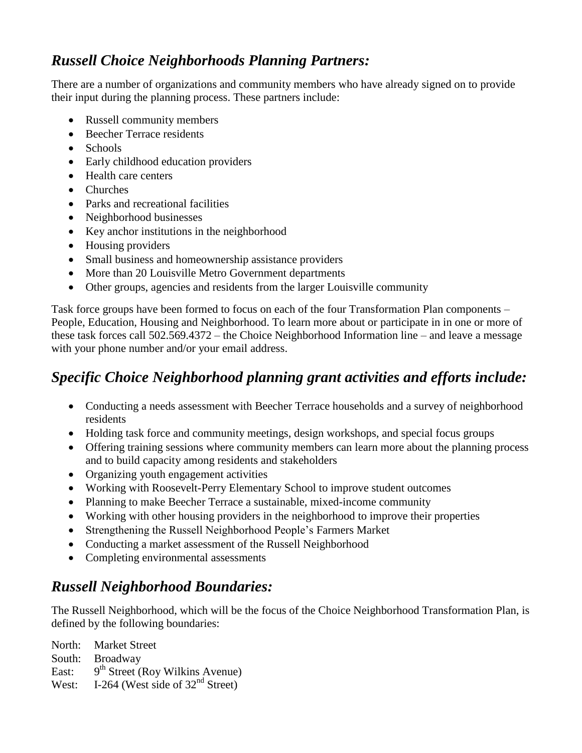## *Russell Choice Neighborhoods Planning Partners:*

There are a number of organizations and community members who have already signed on to provide their input during the planning process. These partners include:

- Russell community members
- Beecher Terrace residents
- Schools
- Early childhood education providers
- Health care centers
- Churches
- Parks and recreational facilities
- Neighborhood businesses
- Key anchor institutions in the neighborhood
- Housing providers
- Small business and homeownership assistance providers
- More than 20 Louisville Metro Government departments
- Other groups, agencies and residents from the larger Louisville community

Task force groups have been formed to focus on each of the four Transformation Plan components – People, Education, Housing and Neighborhood. To learn more about or participate in in one or more of these task forces call 502.569.4372 – the Choice Neighborhood Information line – and leave a message with your phone number and/or your email address.

## *Specific Choice Neighborhood planning grant activities and efforts include:*

- Conducting a needs assessment with Beecher Terrace households and a survey of neighborhood residents
- Holding task force and community meetings, design workshops, and special focus groups
- Offering training sessions where community members can learn more about the planning process and to build capacity among residents and stakeholders
- Organizing youth engagement activities
- Working with Roosevelt-Perry Elementary School to improve student outcomes
- Planning to make Beecher Terrace a sustainable, mixed-income community
- Working with other housing providers in the neighborhood to improve their properties
- Strengthening the Russell Neighborhood People's Farmers Market
- Conducting a market assessment of the Russell Neighborhood
- Completing environmental assessments

## *Russell Neighborhood Boundaries:*

The Russell Neighborhood, which will be the focus of the Choice Neighborhood Transformation Plan, is defined by the following boundaries:

North: Market Street
South: Broadway
East: 9th Street (Roy Wilkins Avenue)
West: I-264 (West side of 32nd Street)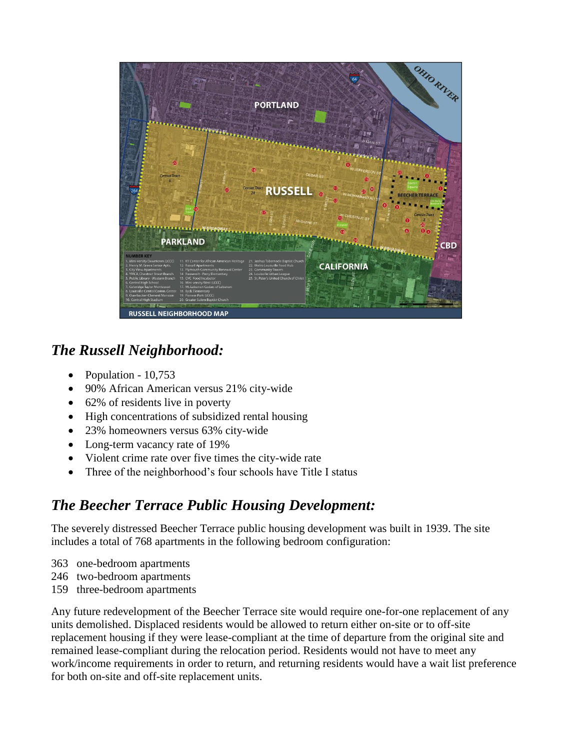## *The Russell Neighborhood:*

- Population - 10,753
- 90% African American versus 21% city-wide
- 62% of residents live in poverty
- High concentrations of subsidized rental housing
- 23% homeowners versus 63% city-wide
- Long-term vacancy rate of 19%
- Violent crime rate over five times the city-wide rate
- Three of the neighborhood's four schools have Title I status

## *The Beecher Terrace Public Housing Development:*

The severely distressed Beecher Terrace public housing development was built in 1939. The site includes a total of 768 apartments in the following bedroom configuration:

363 one-bedroom apartments
246 two-bedroom apartments
159 three-bedroom apartments

Any future redevelopment of the Beecher Terrace site would require one-for-one replacement of any units demolished. Displaced residents would be allowed to return either on-site or to off-site replacement housing if they were lease-compliant at the time of departure from the original site and remained lease-compliant during the relocation period. Residents would not have to meet any work/income requirements in order to return, and returning residents would have a wait list preference for both on-site and off-site replacement units.